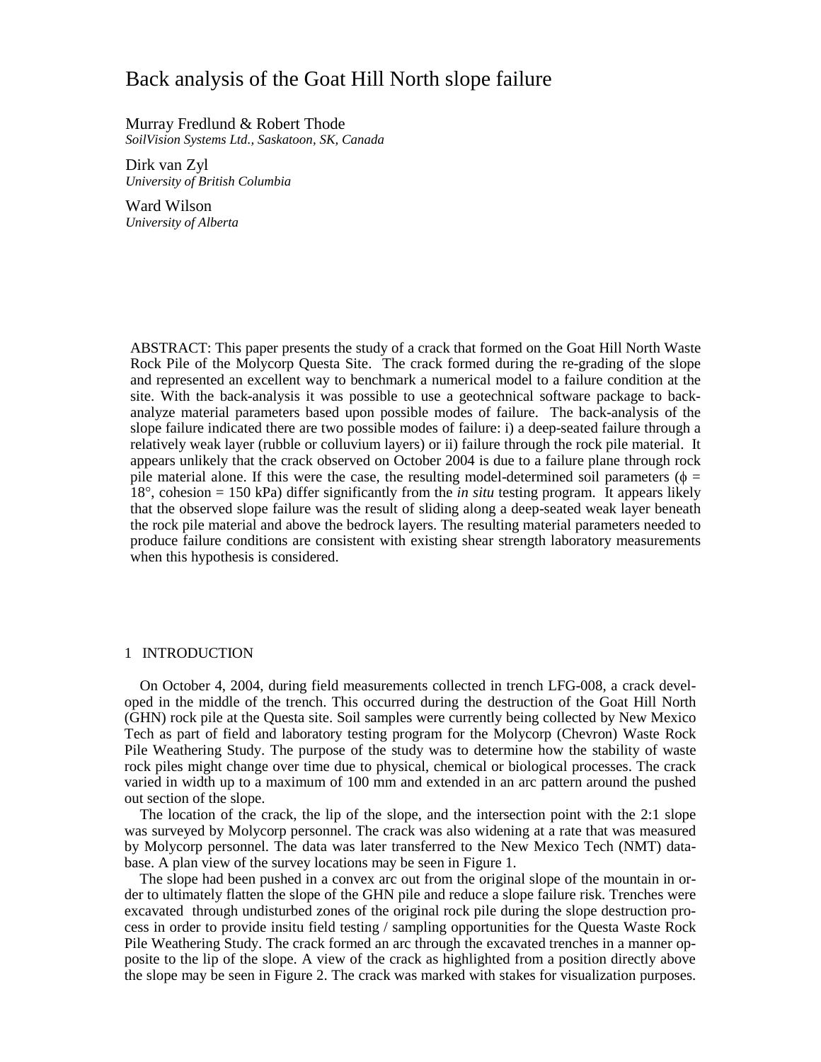# Back analysis of the Goat Hill North slope failure

Murray Fredlund & Robert Thode
*SoilVision Systems Ltd., Saskatoon, SK, Canada*

Dirk van Zyl
*University of British Columbia*

Ward Wilson
*University of Alberta*

ABSTRACT: This paper presents the study of a crack that formed on the Goat Hill North Waste Rock Pile of the Molycorp Questa Site. The crack formed during the re-grading of the slope and represented an excellent way to benchmark a numerical model to a failure condition at the site. With the back-analysis it was possible to use a geotechnical software package to back-analyze material parameters based upon possible modes of failure. The back-analysis of the slope failure indicated there are two possible modes of failure: i) a deep-seated failure through a relatively weak layer (rubble or colluvium layers) or ii) failure through the rock pile material. It appears unlikely that the crack observed on October 2004 is due to a failure plane through rock pile material alone. If this were the case, the resulting model-determined soil parameters ($\phi$ = 18°, cohesion = 150 kPa) differ significantly from the *in situ* testing program. It appears likely that the observed slope failure was the result of sliding along a deep-seated weak layer beneath the rock pile material and above the bedrock layers. The resulting material parameters needed to produce failure conditions are consistent with existing shear strength laboratory measurements when this hypothesis is considered.

## 1 INTRODUCTION

On October 4, 2004, during field measurements collected in trench LFG-008, a crack developed in the middle of the trench. This occurred during the destruction of the Goat Hill North (GHN) rock pile at the Questa site. Soil samples were currently being collected by New Mexico Tech as part of field and laboratory testing program for the Molycorp (Chevron) Waste Rock Pile Weathering Study. The purpose of the study was to determine how the stability of waste rock piles might change over time due to physical, chemical or biological processes. The crack varied in width up to a maximum of 100 mm and extended in an arc pattern around the pushed out section of the slope.

The location of the crack, the lip of the slope, and the intersection point with the 2:1 slope was surveyed by Molycorp personnel. The crack was also widening at a rate that was measured by Molycorp personnel. The data was later transferred to the New Mexico Tech (NMT) database. A plan view of the survey locations may be seen in Figure 1.

The slope had been pushed in a convex arc out from the original slope of the mountain in order to ultimately flatten the slope of the GHN pile and reduce a slope failure risk. Trenches were excavated through undisturbed zones of the original rock pile during the slope destruction process in order to provide insitu field testing / sampling opportunities for the Questa Waste Rock Pile Weathering Study. The crack formed an arc through the excavated trenches in a manner opposite to the lip of the slope. A view of the crack as highlighted from a position directly above the slope may be seen in Figure 2. The crack was marked with stakes for visualization purposes.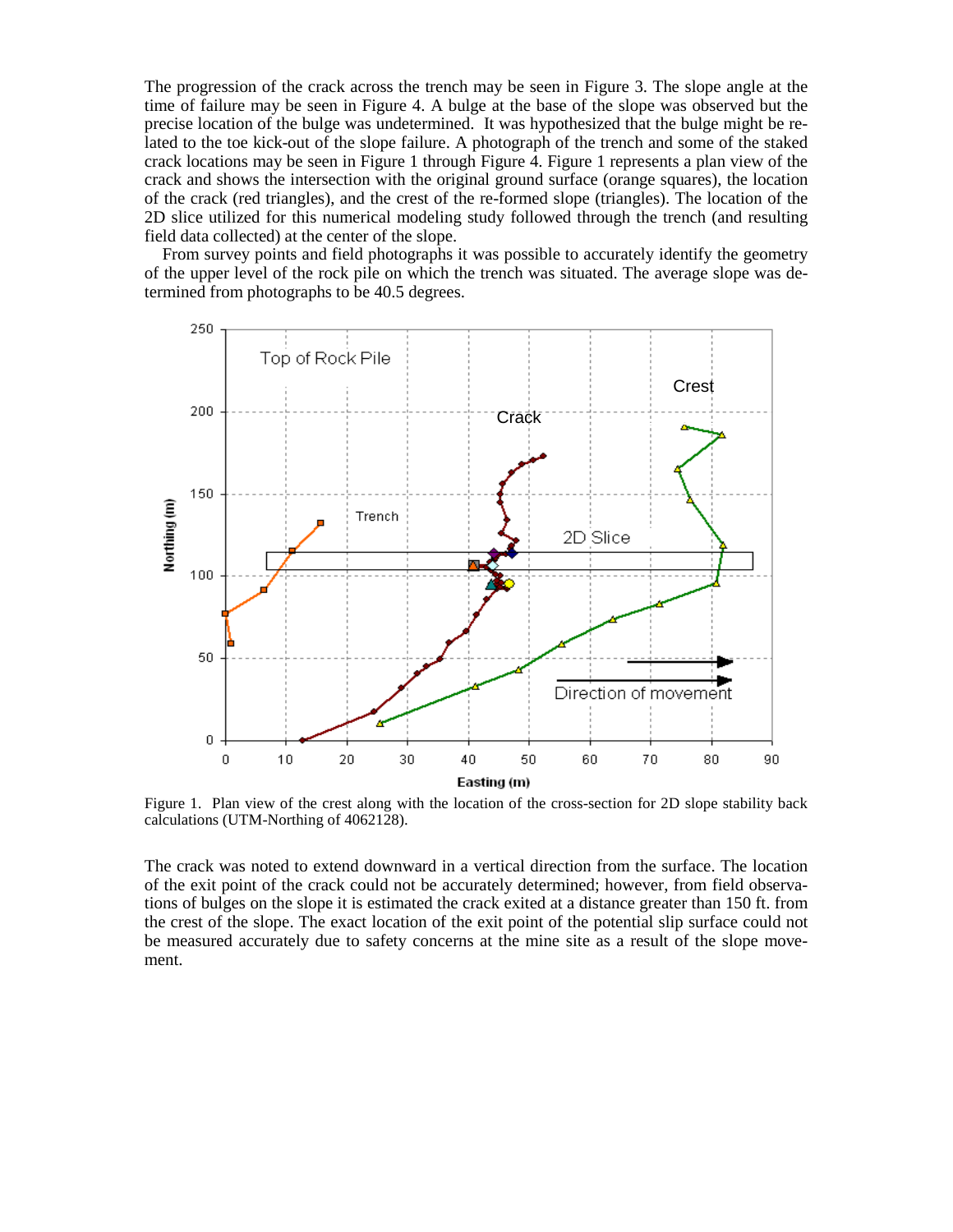The progression of the crack across the trench may be seen in Figure 3. The slope angle at the time of failure may be seen in Figure 4. A bulge at the base of the slope was observed but the precise location of the bulge was undetermined. It was hypothesized that the bulge might be related to the toe kick-out of the slope failure. A photograph of the trench and some of the staked crack locations may be seen in Figure 1 through Figure 4. Figure 1 represents a plan view of the crack and shows the intersection with the original ground surface (orange squares), the location of the crack (red triangles), and the crest of the re-formed slope (triangles). The location of the 2D slice utilized for this numerical modeling study followed through the trench (and resulting field data collected) at the center of the slope.

From survey points and field photographs it was possible to accurately identify the geometry of the upper level of the rock pile on which the trench was situated. The average slope was determined from photographs to be 40.5 degrees.

Top of Rock Pile

Crest

Crack

Trench

2D Slice

Direction of movement

Northing (m)

Easting (m)

0
50
100
150
200
250

0
10
20
30
40
50
60
70
80
90

Figure 1. Plan view of the crest along with the location of the cross-section for 2D slope stability back calculations (UTM-Northing of 4062128).

The crack was noted to extend downward in a vertical direction from the surface. The location of the exit point of the crack could not be accurately determined; however, from field observations of bulges on the slope it is estimated the crack exited at a distance greater than 150 ft. from the crest of the slope. The exact location of the exit point of the potential slip surface could not be measured accurately due to safety concerns at the mine site as a result of the slope movement.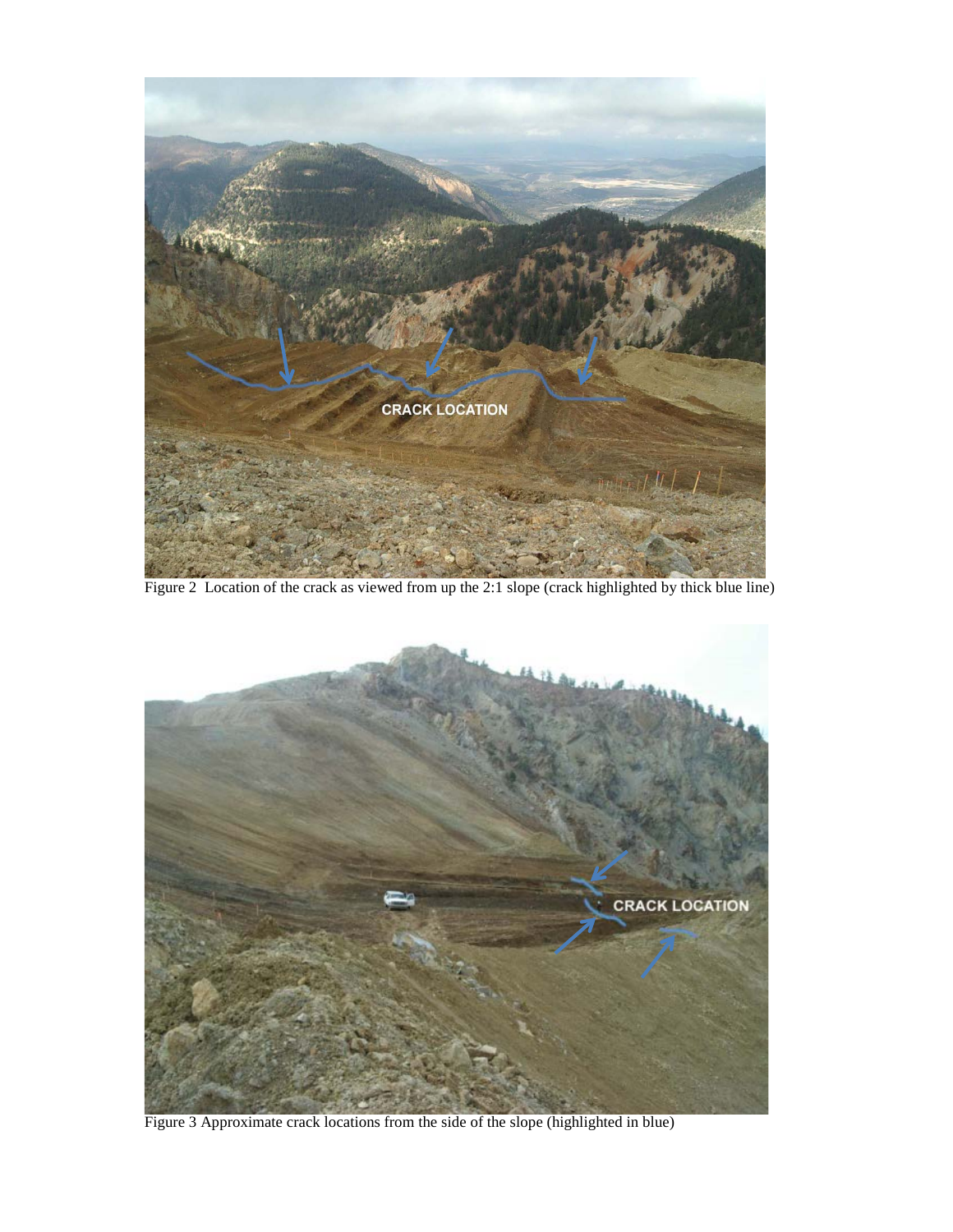Figure 2 Location of the crack as viewed from up the 2:1 slope (crack highlighted by thick blue line)

Figure 3 Approximate crack locations from the side of the slope (highlighted in blue)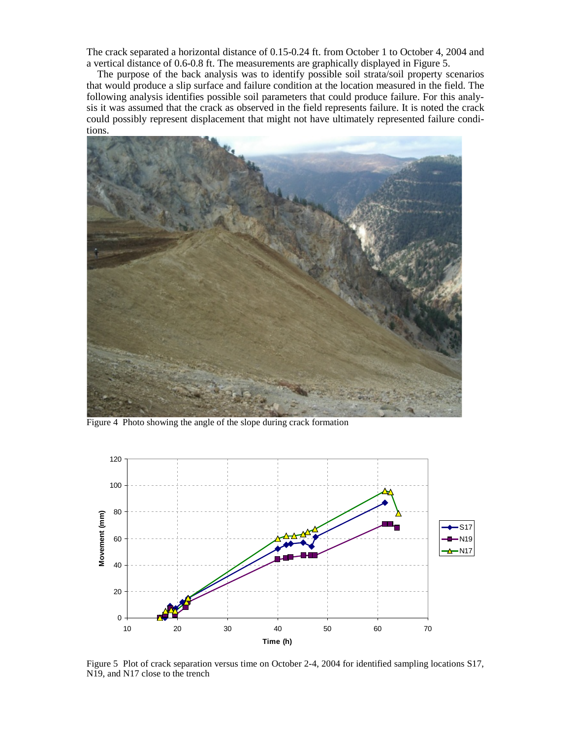The crack separated a horizontal distance of 0.15-0.24 ft. from October 1 to October 4, 2004 and a vertical distance of 0.6-0.8 ft. The measurements are graphically displayed in Figure 5.

The purpose of the back analysis was to identify possible soil strata/soil property scenarios that would produce a slip surface and failure condition at the location measured in the field. The following analysis identifies possible soil parameters that could produce failure. For this analysis it was assumed that the crack as observed in the field represents failure. It is noted the crack could possibly represent displacement that might not have ultimately represented failure conditions.

Figure 4 Photo showing the angle of the slope during crack formation

Movement (mm)
120
100
80
60
40
20
0
10
20
30
40
50
60
70
Time (h)
S17
N19
N17

Figure 5 Plot of crack separation versus time on October 2-4, 2004 for identified sampling locations S17, N19, and N17 close to the trench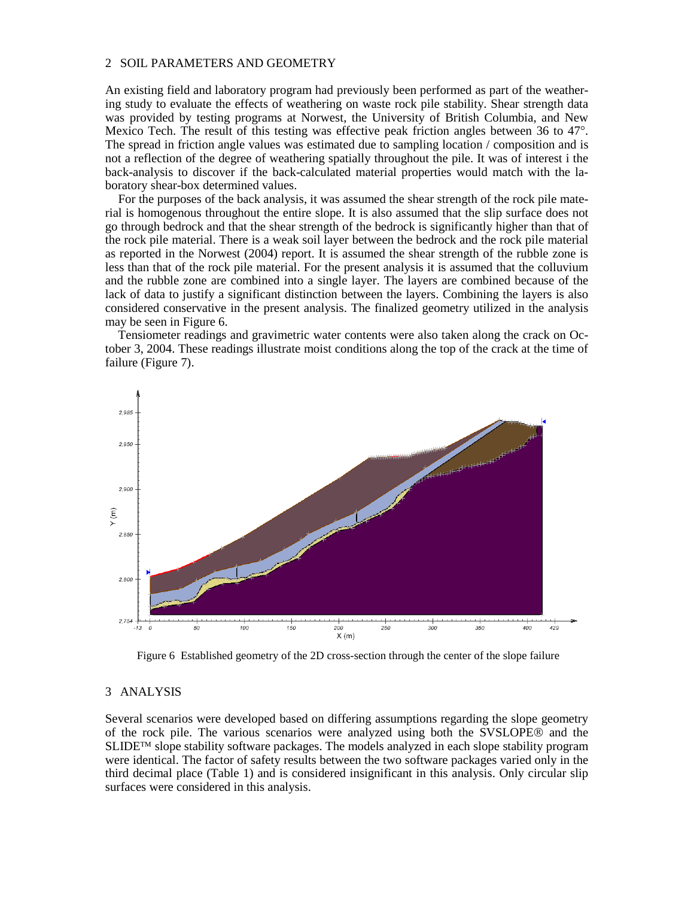## 2 SOIL PARAMETERS AND GEOMETRY

An existing field and laboratory program had previously been performed as part of the weathering study to evaluate the effects of weathering on waste rock pile stability. Shear strength data was provided by testing programs at Norwest, the University of British Columbia, and New Mexico Tech. The result of this testing was effective peak friction angles between 36 to 47°. The spread in friction angle values was estimated due to sampling location / composition and is not a reflection of the degree of weathering spatially throughout the pile. It was of interest i the back-analysis to discover if the back-calculated material properties would match with the laboratory shear-box determined values.

For the purposes of the back analysis, it was assumed the shear strength of the rock pile material is homogenous throughout the entire slope. It is also assumed that the slip surface does not go through bedrock and that the shear strength of the bedrock is significantly higher than that of the rock pile material. There is a weak soil layer between the bedrock and the rock pile material as reported in the Norwest (2004) report. It is assumed the shear strength of the rubble zone is less than that of the rock pile material. For the present analysis it is assumed that the colluvium and the rubble zone are combined into a single layer. The layers are combined because of the lack of data to justify a significant distinction between the layers. Combining the layers is also considered conservative in the present analysis. The finalized geometry utilized in the analysis may be seen in Figure 6.

Tensiometer readings and gravimetric water contents were also taken along the crack on October 3, 2004. These readings illustrate moist conditions along the top of the crack at the time of failure (Figure 7).

2,985
2,950
2,900
2,850
2,800
2,754
Y (m)
-13 0 50 100 150 200 250 300 350 400 429
X (m)

Figure 6 Established geometry of the 2D cross-section through the center of the slope failure

## 3 ANALYSIS

Several scenarios were developed based on differing assumptions regarding the slope geometry of the rock pile. The various scenarios were analyzed using both the SVSLOPE® and the SLIDE™ slope stability software packages. The models analyzed in each slope stability program were identical. The factor of safety results between the two software packages varied only in the third decimal place (Table 1) and is considered insignificant in this analysis. Only circular slip surfaces were considered in this analysis.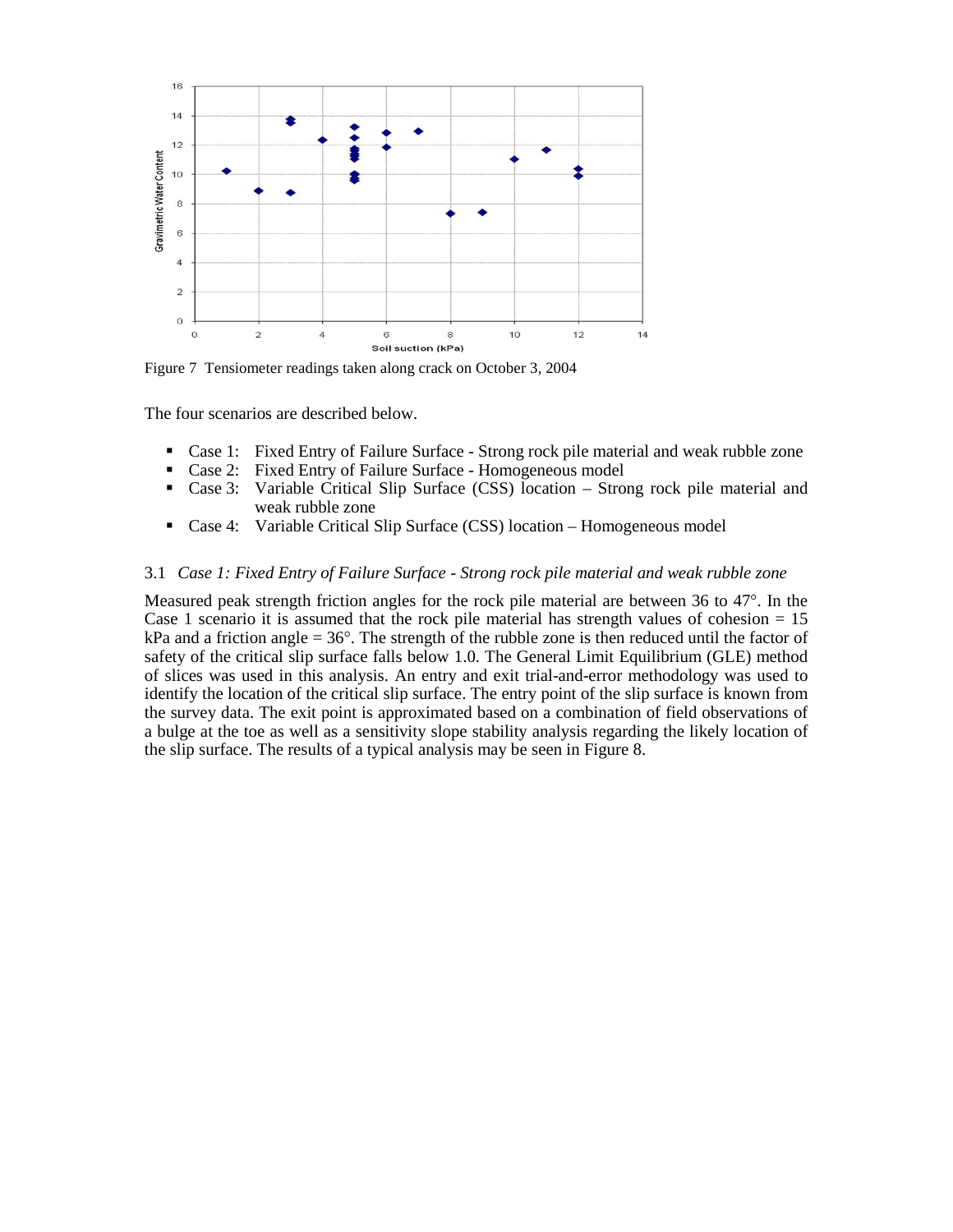16
14
12
10
8
6
4
2
0
0
2
4
6
8
10
12
14
Gravimetric Water Content
Soil suction (kPa)

Figure 7 Tensiometer readings taken along crack on October 3, 2004

The four scenarios are described below.

- Case 1: Fixed Entry of Failure Surface - Strong rock pile material and weak rubble zone
- Case 2: Fixed Entry of Failure Surface - Homogeneous model
- Case 3: Variable Critical Slip Surface (CSS) location – Strong rock pile material and weak rubble zone
- Case 4: Variable Critical Slip Surface (CSS) location – Homogeneous model

### 3.1 *Case 1: Fixed Entry of Failure Surface - Strong rock pile material and weak rubble zone*

Measured peak strength friction angles for the rock pile material are between 36 to 47°. In the Case 1 scenario it is assumed that the rock pile material has strength values of cohesion = 15 kPa and a friction angle = 36°. The strength of the rubble zone is then reduced until the factor of safety of the critical slip surface falls below 1.0. The General Limit Equilibrium (GLE) method of slices was used in this analysis. An entry and exit trial-and-error methodology was used to identify the location of the critical slip surface. The entry point of the slip surface is known from the survey data. The exit point is approximated based on a combination of field observations of a bulge at the toe as well as a sensitivity slope stability analysis regarding the likely location of the slip surface. The results of a typical analysis may be seen in Figure 8.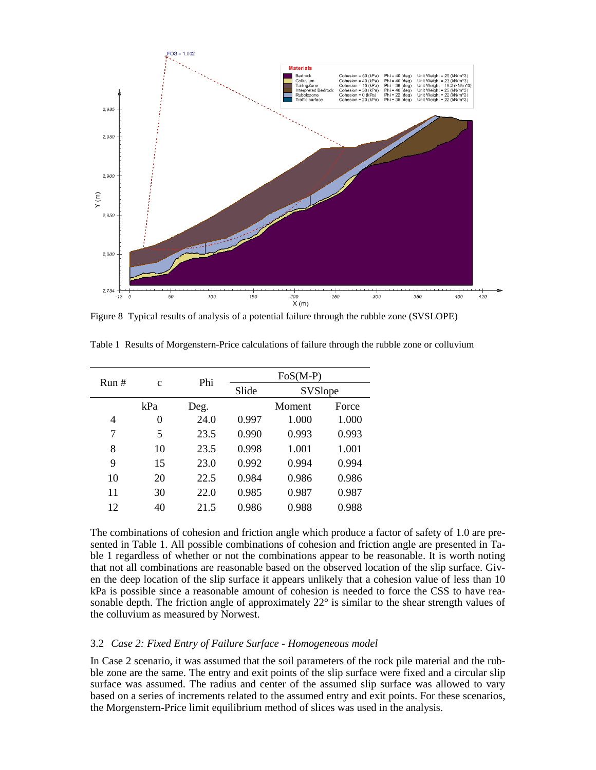FOS = 1.002

Materials

| | | | |
|---|---|---|---|
| Bedrock | Cohesion = 50 (kPa) | Phi = 40 (deg) | Unit Weight = 25 (kN/m^3) |
| Colluvium | Cohesion = 40 (kPa) | Phi = 40 (deg) | Unit Weight = 23 (kN/m^3) |
| TailingZone | Cohesion = 15 (kPa) | Phi = 36 (deg) | Unit Weight = 19.2 (kN/m^3) |
| Interpreted Bedrock | Cohesion = 50 (kPa) | Phi = 40 (deg) | Unit Weight = 25 (kN/m^3) |
| Rubblezone | Cohesion = 0 (kPa) | Phi = 22 (deg) | Unit Weight = 22 (kN/m^3) |
| Traffic surface | Cohesion = 20 (kPa) | Phi = 35 (deg) | Unit Weight = 22 (kN/m^3) |

Y (m)

2,985
2,950
2,900
2,850
2,800
2,754

X (m)

-13 0 50 100 150 200 250 300 350 400 429

Figure 8 Typical results of analysis of a potential failure through the rubble zone (SVSLOPE)

Table 1 Results of Morgenstern-Price calculations of failure through the rubble zone or colluvium

| Run # | c | Phi | FoS(M-P) | | |
|---|---|---|---|---|---|
| | | | Slide | SVSlope | |
| | kPa | Deg. | | Moment | Force |
| 4 | 0 | 24.0 | 0.997 | 1.000 | 1.000 |
| 7 | 5 | 23.5 | 0.990 | 0.993 | 0.993 |
| 8 | 10 | 23.5 | 0.998 | 1.001 | 1.001 |
| 9 | 15 | 23.0 | 0.992 | 0.994 | 0.994 |
| 10 | 20 | 22.5 | 0.984 | 0.986 | 0.986 |
| 11 | 30 | 22.0 | 0.985 | 0.987 | 0.987 |
| 12 | 40 | 21.5 | 0.986 | 0.988 | 0.988 |

The combinations of cohesion and friction angle which produce a factor of safety of 1.0 are presented in Table 1. All possible combinations of cohesion and friction angle are presented in Table 1 regardless of whether or not the combinations appear to be reasonable. It is worth noting that not all combinations are reasonable based on the observed location of the slip surface. Given the deep location of the slip surface it appears unlikely that a cohesion value of less than 10 kPa is possible since a reasonable amount of cohesion is needed to force the CSS to have reasonable depth. The friction angle of approximately 22° is similar to the shear strength values of the colluvium as measured by Norwest.

### 3.2 *Case 2: Fixed Entry of Failure Surface - Homogeneous model*

In Case 2 scenario, it was assumed that the soil parameters of the rock pile material and the rubble zone are the same. The entry and exit points of the slip surface were fixed and a circular slip surface was assumed. The radius and center of the assumed slip surface was allowed to vary based on a series of increments related to the assumed entry and exit points. For these scenarios, the Morgenstern-Price limit equilibrium method of slices was used in the analysis.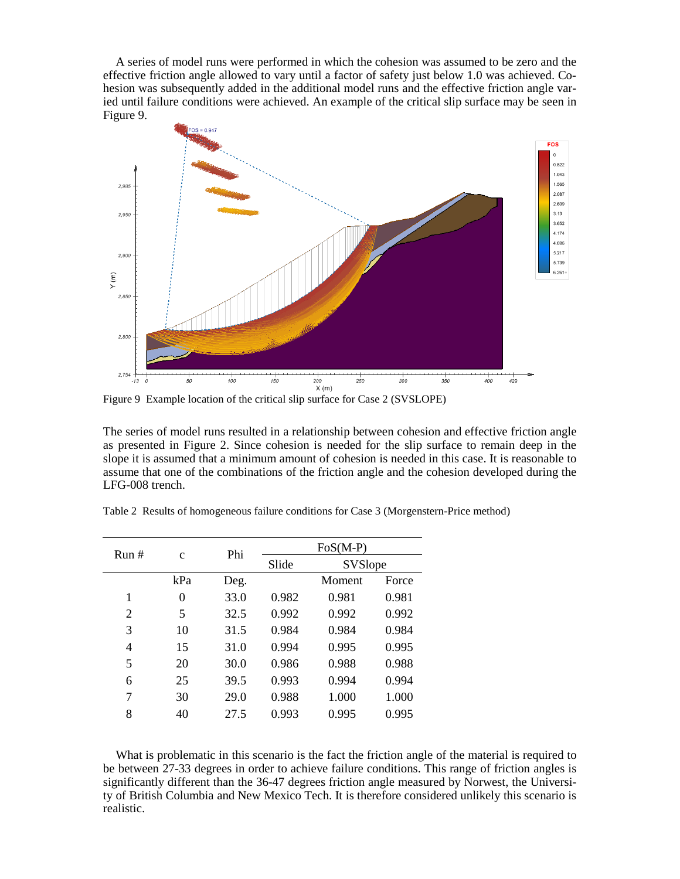A series of model runs were performed in which the cohesion was assumed to be zero and the effective friction angle allowed to vary until a factor of safety just below 1.0 was achieved. Cohesion was subsequently added in the additional model runs and the effective friction angle varied until failure conditions were achieved. An example of the critical slip surface may be seen in Figure 9.

FOS = 0.947

FOS
0
0.522
1.043
1.565
2.087
2.609
3.13
3.652
4.174
4.696
5.217
5.739
6.261+

Y (m)
2,985
2,950
2,900
2,850
2,800
2,754

X (m)
-13
0
50
100
150
200
250
300
350
400
429

Figure 9 Example location of the critical slip surface for Case 2 (SVSLOPE)

The series of model runs resulted in a relationship between cohesion and effective friction angle as presented in Figure 2. Since cohesion is needed for the slip surface to remain deep in the slope it is assumed that a minimum amount of cohesion is needed in this case. It is reasonable to assume that one of the combinations of the friction angle and the cohesion developed during the LFG-008 trench.

Table 2 Results of homogeneous failure conditions for Case 3 (Morgenstern-Price method)

| Run # | c | Phi | FoS(M-P) | | |
|---|---|---|---|---|---|
| | | | Slide | SVSlope | |
| | kPa | Deg. | | Moment | Force |
| 1 | 0 | 33.0 | 0.982 | 0.981 | 0.981 |
| 2 | 5 | 32.5 | 0.992 | 0.992 | 0.992 |
| 3 | 10 | 31.5 | 0.984 | 0.984 | 0.984 |
| 4 | 15 | 31.0 | 0.994 | 0.995 | 0.995 |
| 5 | 20 | 30.0 | 0.986 | 0.988 | 0.988 |
| 6 | 25 | 39.5 | 0.993 | 0.994 | 0.994 |
| 7 | 30 | 29.0 | 0.988 | 1.000 | 1.000 |
| 8 | 40 | 27.5 | 0.993 | 0.995 | 0.995 |

What is problematic in this scenario is the fact the friction angle of the material is required to be between 27-33 degrees in order to achieve failure conditions. This range of friction angles is significantly different than the 36-47 degrees friction angle measured by Norwest, the University of British Columbia and New Mexico Tech. It is therefore considered unlikely this scenario is realistic.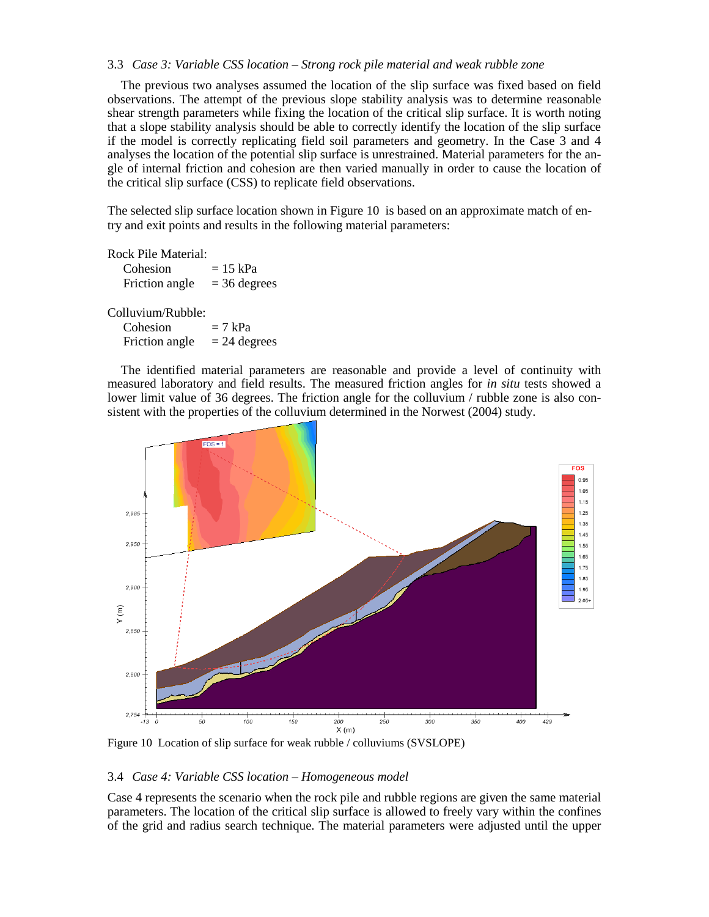### 3.3 *Case 3: Variable CSS location – Strong rock pile material and weak rubble zone*

The previous two analyses assumed the location of the slip surface was fixed based on field observations. The attempt of the previous slope stability analysis was to determine reasonable shear strength parameters while fixing the location of the critical slip surface. It is worth noting that a slope stability analysis should be able to correctly identify the location of the slip surface if the model is correctly replicating field soil parameters and geometry. In the Case 3 and 4 analyses the location of the potential slip surface is unrestrained. Material parameters for the angle of internal friction and cohesion are then varied manually in order to cause the location of the critical slip surface (CSS) to replicate field observations.

The selected slip surface location shown in Figure 10 is based on an approximate match of entry and exit points and results in the following material parameters:

Rock Pile Material:
- Cohesion = 15 kPa
- Friction angle = 36 degrees

Colluvium/Rubble:
- Cohesion = 7 kPa
- Friction angle = 24 degrees

The identified material parameters are reasonable and provide a level of continuity with measured laboratory and field results. The measured friction angles for *in situ* tests showed a lower limit value of 36 degrees. The friction angle for the colluvium / rubble zone is also consistent with the properties of the colluvium determined in the Norwest (2004) study.

FOS = 1

FOS
0.95
1.05
1.15
1.25
1.35
1.45
1.55
1.65
1.75
1.85
1.95
2.05+

Y (m)
2,985
2,950
2,900
2,850
2,800
2,754

X (m)
-13 0 50 100 150 200 250 300 350 400 429

Figure 10 Location of slip surface for weak rubble / colluviums (SVSLOPE)

### 3.4 *Case 4: Variable CSS location – Homogeneous model*

Case 4 represents the scenario when the rock pile and rubble regions are given the same material parameters. The location of the critical slip surface is allowed to freely vary within the confines of the grid and radius search technique. The material parameters were adjusted until the upper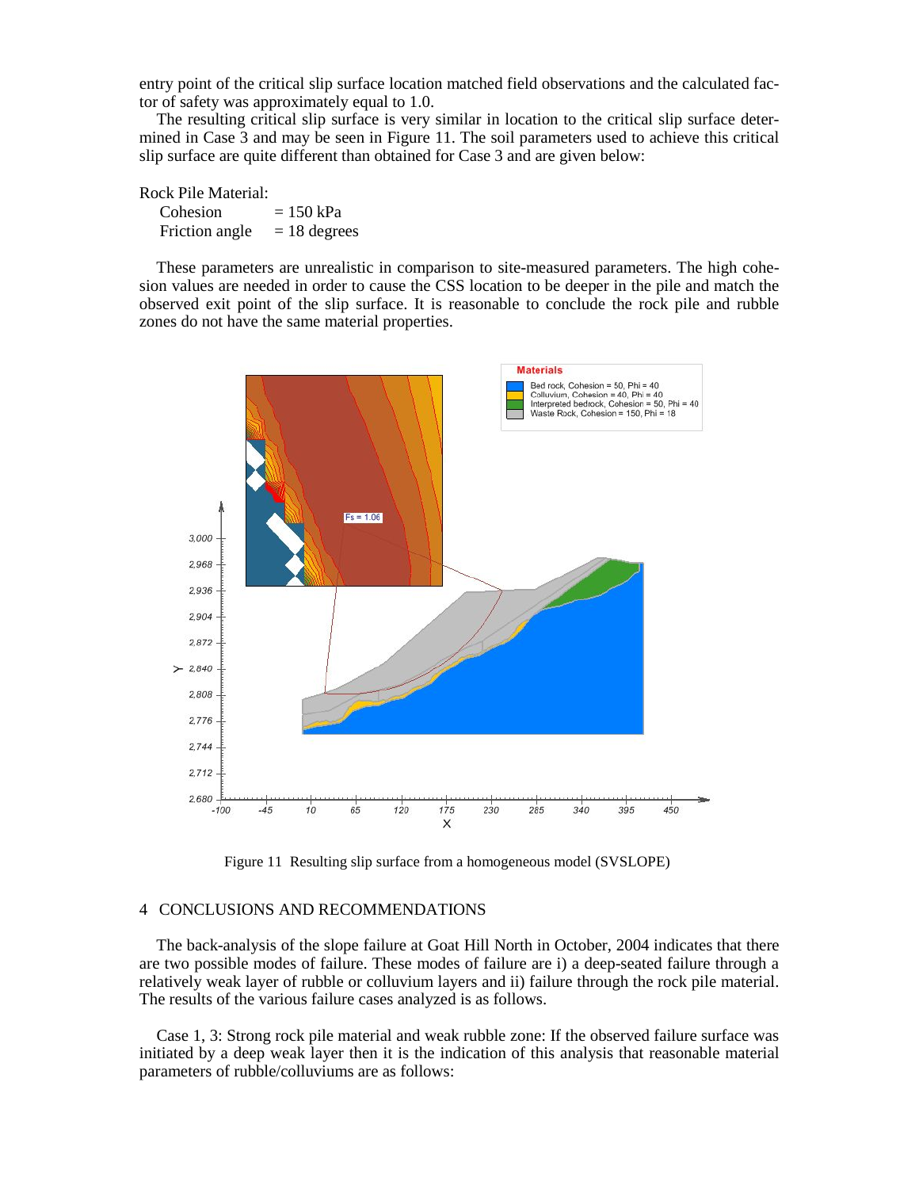entry point of the critical slip surface location matched field observations and the calculated factor of safety was approximately equal to 1.0.

The resulting critical slip surface is very similar in location to the critical slip surface determined in Case 3 and may be seen in Figure 11. The soil parameters used to achieve this critical slip surface are quite different than obtained for Case 3 and are given below:

Rock Pile Material:
Cohesion = 150 kPa
Friction angle = 18 degrees

These parameters are unrealistic in comparison to site-measured parameters. The high cohesion values are needed in order to cause the CSS location to be deeper in the pile and match the observed exit point of the slip surface. It is reasonable to conclude the rock pile and rubble zones do not have the same material properties.

Materials
Bed rock, Cohesion = 50, Phi = 40
Colluvium, Cohesion = 40, Phi = 40
Interpreted bedrock, Cohesion = 50, Phi = 40
Waste Rock, Cohesion = 150, Phi = 18

Fs = 1.06

Y
3,000
2,968
2,936
2,904
2,872
2,840
2,808
2,776
2,744
2,712
2,680

X
-100
-45
10
65
120
175
230
285
340
395
450

Figure 11 Resulting slip surface from a homogeneous model (SVSLOPE)

## 4 CONCLUSIONS AND RECOMMENDATIONS

The back-analysis of the slope failure at Goat Hill North in October, 2004 indicates that there are two possible modes of failure. These modes of failure are i) a deep-seated failure through a relatively weak layer of rubble or colluvium layers and ii) failure through the rock pile material. The results of the various failure cases analyzed is as follows.

Case 1, 3: Strong rock pile material and weak rubble zone: If the observed failure surface was initiated by a deep weak layer then it is the indication of this analysis that reasonable material parameters of rubble/colluviums are as follows: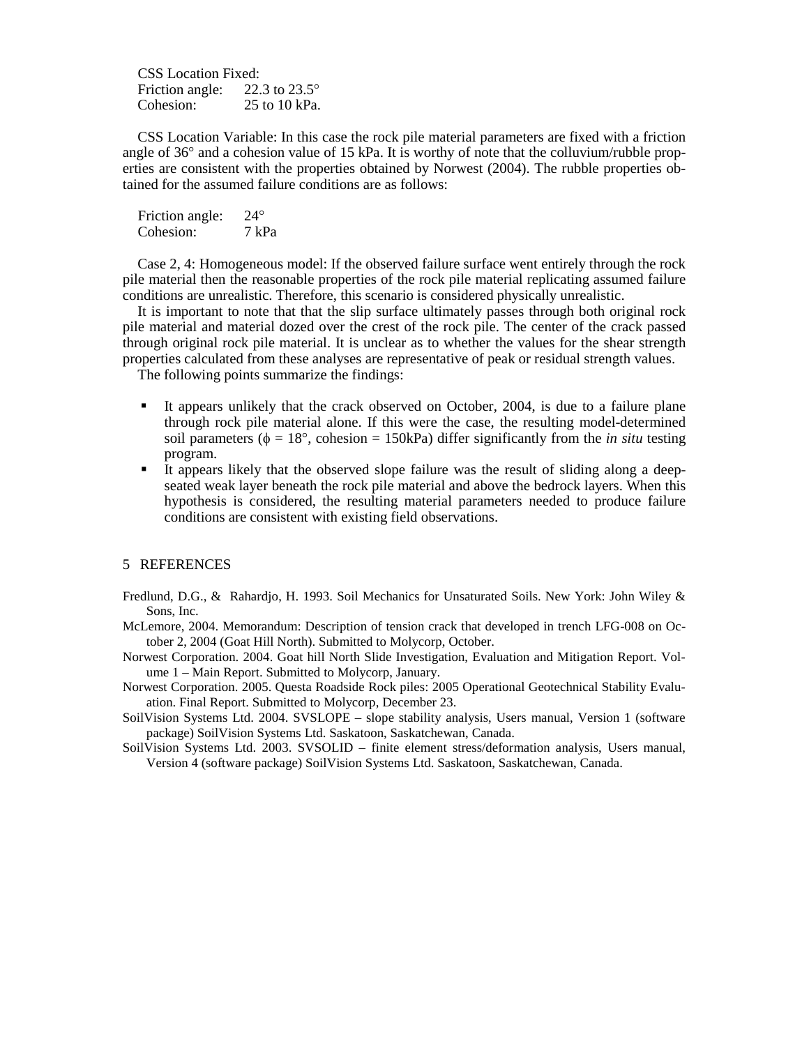CSS Location Fixed:

| | |
|---|---|
| Friction angle: | 22.3 to 23.5° |
| Cohesion: | 25 to 10 kPa. |

CSS Location Variable: In this case the rock pile material parameters are fixed with a friction angle of 36° and a cohesion value of 15 kPa. It is worthy of note that the colluvium/rubble properties are consistent with the properties obtained by Norwest (2004). The rubble properties obtained for the assumed failure conditions are as follows:

| | |
|---|---|
| Friction angle: | 24° |
| Cohesion: | 7 kPa |

Case 2, 4: Homogeneous model: If the observed failure surface went entirely through the rock pile material then the reasonable properties of the rock pile material replicating assumed failure conditions are unrealistic. Therefore, this scenario is considered physically unrealistic.

It is important to note that that the slip surface ultimately passes through both original rock pile material and material dozed over the crest of the rock pile. The center of the crack passed through original rock pile material. It is unclear as to whether the values for the shear strength properties calculated from these analyses are representative of peak or residual strength values.

The following points summarize the findings:

- It appears unlikely that the crack observed on October, 2004, is due to a failure plane through rock pile material alone. If this were the case, the resulting model-determined soil parameters ($\phi$ = 18°, cohesion = 150kPa) differ significantly from the *in situ* testing program.
- It appears likely that the observed slope failure was the result of sliding along a deep-seated weak layer beneath the rock pile material and above the bedrock layers. When this hypothesis is considered, the resulting material parameters needed to produce failure conditions are consistent with existing field observations.

## 5 REFERENCES

Fredlund, D.G., & Rahardjo, H. 1993. Soil Mechanics for Unsaturated Soils. New York: John Wiley & Sons, Inc.

McLemore, 2004. Memorandum: Description of tension crack that developed in trench LFG-008 on October 2, 2004 (Goat Hill North). Submitted to Molycorp, October.

Norwest Corporation. 2004. Goat hill North Slide Investigation, Evaluation and Mitigation Report. Volume 1 – Main Report. Submitted to Molycorp, January.

Norwest Corporation. 2005. Questa Roadside Rock piles: 2005 Operational Geotechnical Stability Evaluation. Final Report. Submitted to Molycorp, December 23.

SoilVision Systems Ltd. 2004. SVSLOPE – slope stability analysis, Users manual, Version 1 (software package) SoilVision Systems Ltd. Saskatoon, Saskatchewan, Canada.

SoilVision Systems Ltd. 2003. SVSOLID – finite element stress/deformation analysis, Users manual, Version 4 (software package) SoilVision Systems Ltd. Saskatoon, Saskatchewan, Canada.